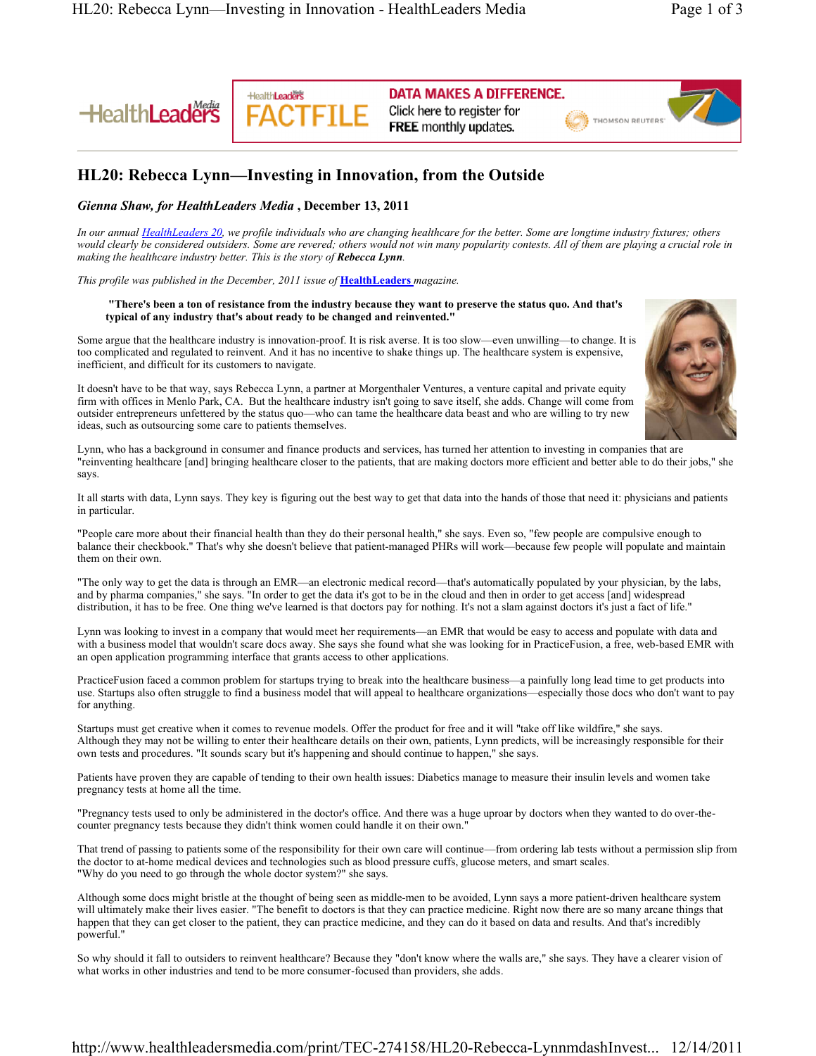# HL20: Rebecca Lynn—Investing in Innovation, from the Outside

***Gienna Shaw, for HealthLeaders Media* , December 13, 2011**

*In our annual HealthLeaders 20, we profile individuals who are changing healthcare for the better. Some are longtime industry fixtures; others would clearly be considered outsiders. Some are revered; others would not win many popularity contests. All of them are playing a crucial role in making the healthcare industry better. This is the story of* ***Rebecca Lynn****.*

*This profile was published in the December, 2011 issue of* **HealthLeaders** *magazine.*

> **"There's been a ton of resistance from the industry because they want to preserve the status quo. And that's typical of any industry that's about ready to be changed and reinvented."**

Some argue that the healthcare industry is innovation-proof. It is risk averse. It is too slow—even unwilling—to change. It is too complicated and regulated to reinvent. And it has no incentive to shake things up. The healthcare system is expensive, inefficient, and difficult for its customers to navigate.

It doesn't have to be that way, says Rebecca Lynn, a partner at Morgenthaler Ventures, a venture capital and private equity firm with offices in Menlo Park, CA. But the healthcare industry isn't going to save itself, she adds. Change will come from outsider entrepreneurs unfettered by the status quo—who can tame the healthcare data beast and who are willing to try new ideas, such as outsourcing some care to patients themselves.

Lynn, who has a background in consumer and finance products and services, has turned her attention to investing in companies that are "reinventing healthcare [and] bringing healthcare closer to the patients, that are making doctors more efficient and better able to do their jobs," she says.

It all starts with data, Lynn says. They key is figuring out the best way to get that data into the hands of those that need it: physicians and patients in particular.

"People care more about their financial health than they do their personal health," she says. Even so, "few people are compulsive enough to balance their checkbook." That's why she doesn't believe that patient-managed PHRs will work—because few people will populate and maintain them on their own.

"The only way to get the data is through an EMR—an electronic medical record—that's automatically populated by your physician, by the labs, and by pharma companies," she says. "In order to get the data it's got to be in the cloud and then in order to get access [and] widespread distribution, it has to be free. One thing we've learned is that doctors pay for nothing. It's not a slam against doctors it's just a fact of life."

Lynn was looking to invest in a company that would meet her requirements—an EMR that would be easy to access and populate with data and with a business model that wouldn't scare docs away. She says she found what she was looking for in PracticeFusion, a free, web-based EMR with an open application programming interface that grants access to other applications.

PracticeFusion faced a common problem for startups trying to break into the healthcare business—a painfully long lead time to get products into use. Startups also often struggle to find a business model that will appeal to healthcare organizations—especially those docs who don't want to pay for anything.

Startups must get creative when it comes to revenue models. Offer the product for free and it will "take off like wildfire," she says.
Although they may not be willing to enter their healthcare details on their own, patients, Lynn predicts, will be increasingly responsible for their own tests and procedures. "It sounds scary but it's happening and should continue to happen," she says.

Patients have proven they are capable of tending to their own health issues: Diabetics manage to measure their insulin levels and women take pregnancy tests at home all the time.

"Pregnancy tests used to only be administered in the doctor's office. And there was a huge uproar by doctors when they wanted to do over-the-counter pregnancy tests because they didn't think women could handle it on their own."

That trend of passing to patients some of the responsibility for their own care will continue—from ordering lab tests without a permission slip from the doctor to at-home medical devices and technologies such as blood pressure cuffs, glucose meters, and smart scales.
"Why do you need to go through the whole doctor system?" she says.

Although some docs might bristle at the thought of being seen as middle-men to be avoided, Lynn says a more patient-driven healthcare system will ultimately make their lives easier. "The benefit to doctors is that they can practice medicine. Right now there are so many arcane things that happen that they can get closer to the patient, they can practice medicine, and they can do it based on data and results. And that's incredibly powerful."

So why should it fall to outsiders to reinvent healthcare? Because they "don't know where the walls are," she says. They have a clearer vision of what works in other industries and tend to be more consumer-focused than providers, she adds.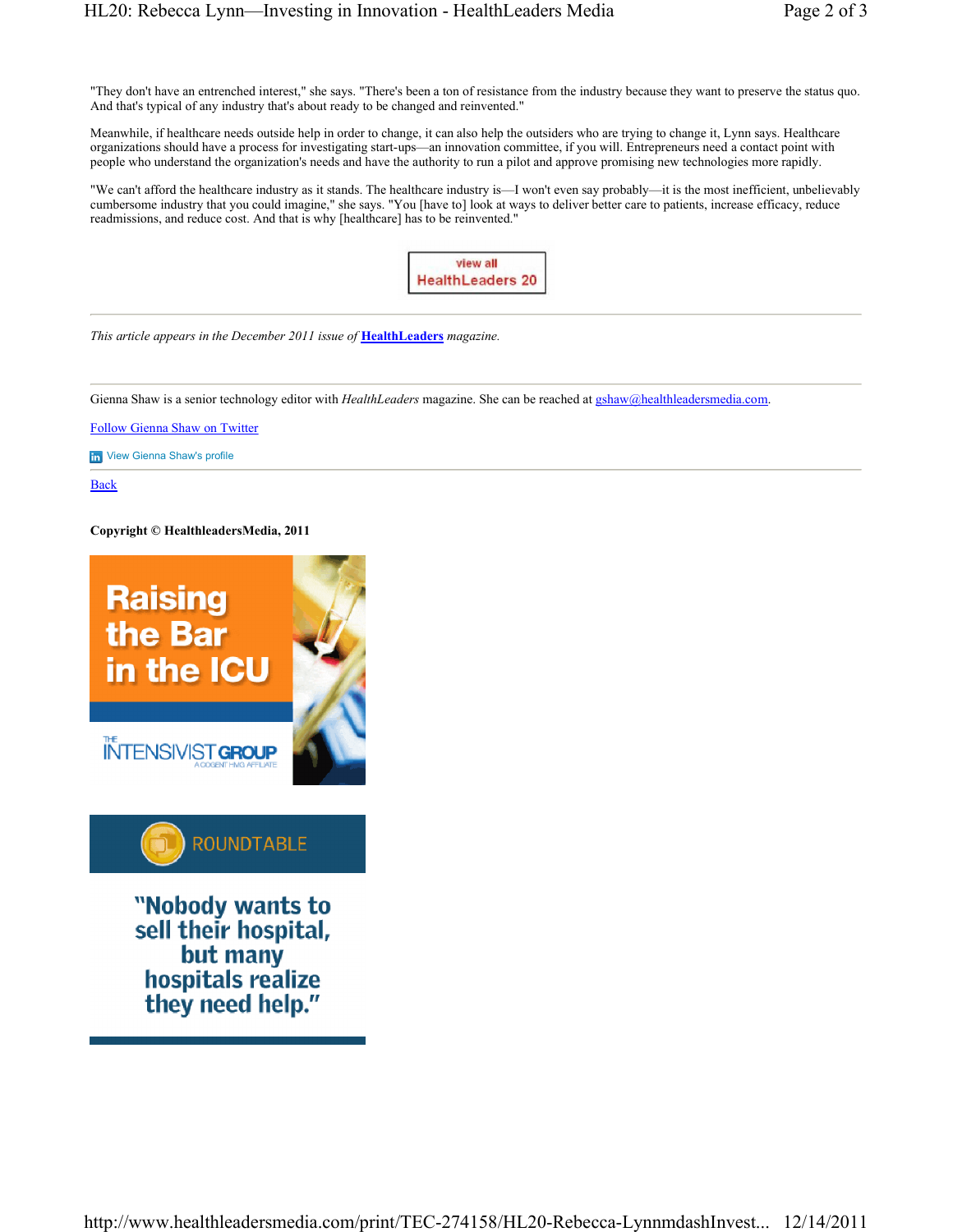"They don't have an entrenched interest," she says. "There's been a ton of resistance from the industry because they want to preserve the status quo. And that's typical of any industry that's about ready to be changed and reinvented."

Meanwhile, if healthcare needs outside help in order to change, it can also help the outsiders who are trying to change it, Lynn says. Healthcare organizations should have a process for investigating start-ups—an innovation committee, if you will. Entrepreneurs need a contact point with people who understand the organization's needs and have the authority to run a pilot and approve promising new technologies more rapidly.

"We can't afford the healthcare industry as it stands. The healthcare industry is—I won't even say probably—it is the most inefficient, unbelievably cumbersome industry that you could imagine," she says. "You [have to] look at ways to deliver better care to patients, increase efficacy, reduce readmissions, and reduce cost. And that is why [healthcare] has to be reinvented."

view all HealthLeaders 20

---

*This article appears in the December 2011 issue of* **HealthLeaders** *magazine.*

---

Gienna Shaw is a senior technology editor with *HealthLeaders* magazine. She can be reached at gshaw@healthleadersmedia.com.

Follow Gienna Shaw on Twitter

View Gienna Shaw's profile

---

Back

**Copyright © HealthleadersMedia, 2011**

Raising the Bar in the ICU

THE INTENSIVIST GROUP A COGENT HMG AFFILIATE

ROUNDTABLE

"Nobody wants to sell their hospital, but many hospitals realize they need help."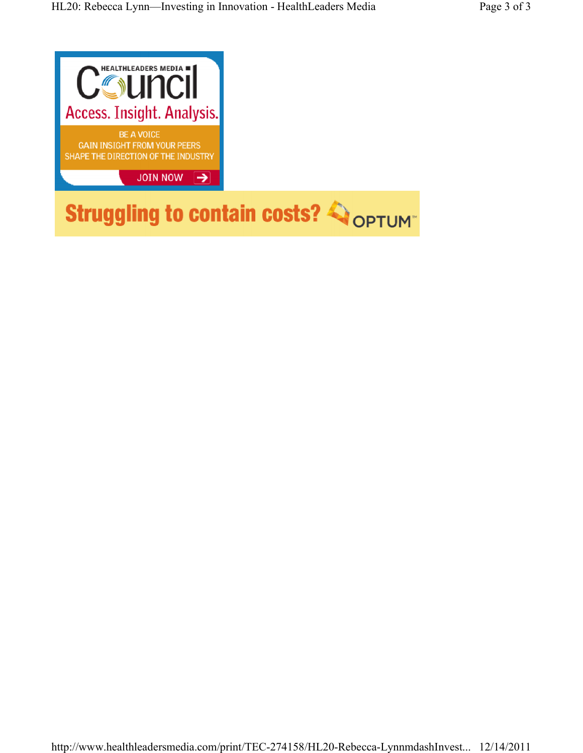HEALTHLEADERS MEDIA

Council

Access. Insight. Analysis.

BE A VOICE
GAIN INSIGHT FROM YOUR PEERS
SHAPE THE DIRECTION OF THE INDUSTRY

JOIN NOW

Struggling to contain costs? OPTUM™